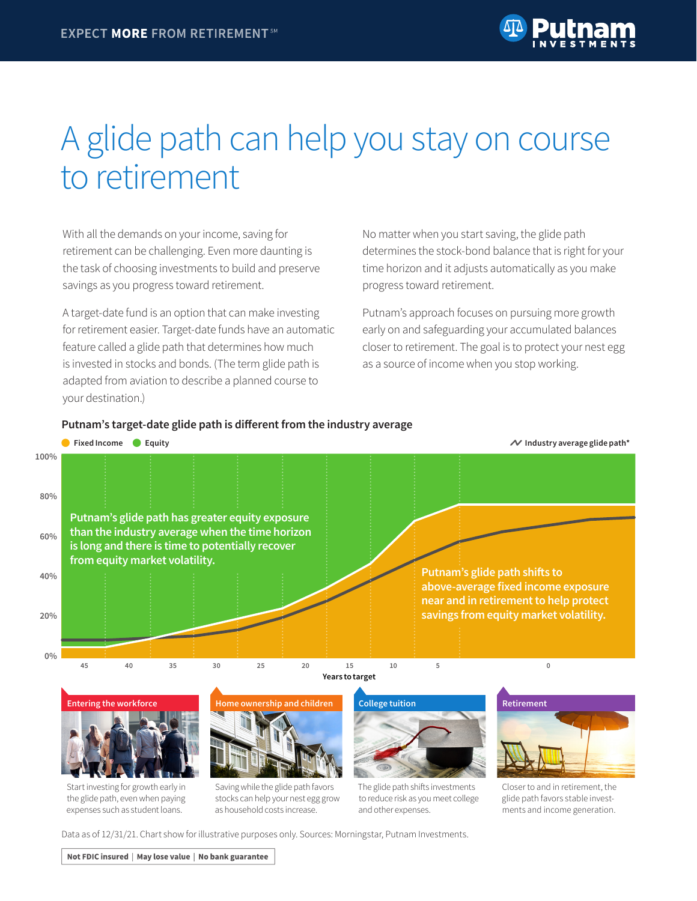EXPECT **MORE** FROM RETIREMENT℠

# A glide path can help you stay on course to retirement

With all the demands on your income, saving for retirement can be challenging. Even more daunting is the task of choosing investments to build and preserve savings as you progress toward retirement.

A target-date fund is an option that can make investing for retirement easier. Target-date funds have an automatic feature called a glide path that determines how much is invested in stocks and bonds. (The term glide path is adapted from aviation to describe a planned course to your destination.)

No matter when you start saving, the glide path determines the stock-bond balance that is right for your time horizon and it adjusts automatically as you make progress toward retirement.

Putnam's approach focuses on pursuing more growth early on and safeguarding your accumulated balances closer to retirement. The goal is to protect your nest egg as a source of income when you stop working.

**Putnam's target-date glide path is different from the industry average**

Fixed Income | Equity | Industry average glide path*

Putnam's glide path has greater equity exposure than the industry average when the time horizon is long and there is time to potentially recover from equity market volatility.

Putnam's glide path shifts to above-average fixed income exposure near and in retirement to help protect savings from equity market volatility.

Years to target: 45, 40, 35, 30, 25, 20, 15, 10, 5, 0

**Entering the workforce**

Start investing for growth early in the glide path, even when paying expenses such as student loans.

**Home ownership and children**

Saving while the glide path favors stocks can help your nest egg grow as household costs increase.

**College tuition**

The glide path shifts investments to reduce risk as you meet college and other expenses.

**Retirement**

Closer to and in retirement, the glide path favors stable investments and income generation.

Data as of 12/31/21. Chart show for illustrative purposes only. Sources: Morningstar, Putnam Investments.

**Not FDIC insured | May lose value | No bank guarantee**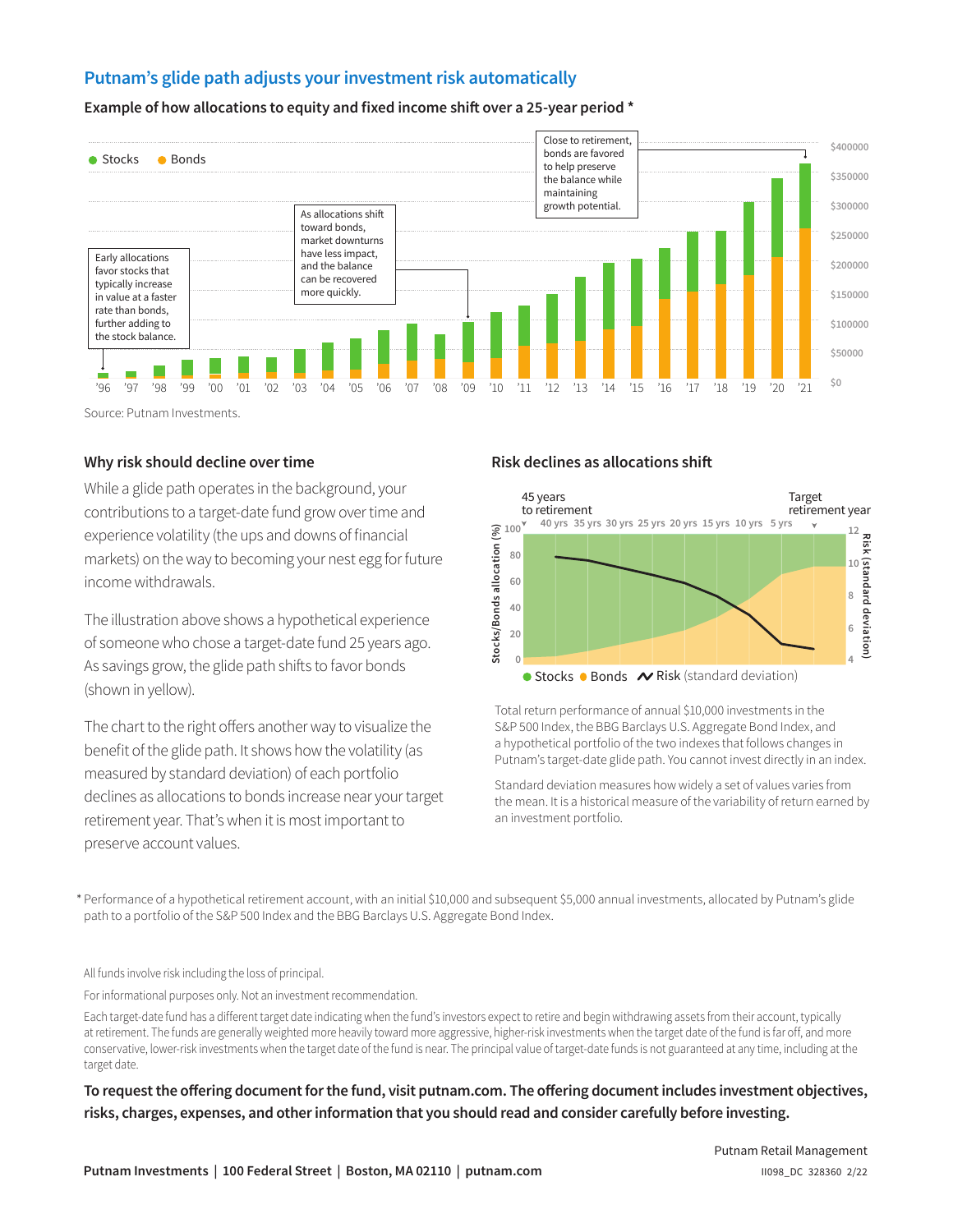## Putnam's glide path adjusts your investment risk automatically

**Example of how allocations to equity and fixed income shift over a 25-year period \***

Stocks  Bonds

Early allocations favor stocks that typically increase in value at a faster rate than bonds, further adding to the stock balance.

As allocations shift toward bonds, market downturns have less impact, and the balance can be recovered more quickly.

Close to retirement, bonds are favored to help preserve the balance while maintaining growth potential.

$400000
$350000
$300000
$250000
$200000
$150000
$100000
$50000
$0

'96 '97 '98 '99 '00 '01 '02 '03 '04 '05 '06 '07 '08 '09 '10 '11 '12 '13 '14 '15 '16 '17 '18 '19 '20 '21

Source: Putnam Investments.

### Why risk should decline over time

While a glide path operates in the background, your contributions to a target-date fund grow over time and experience volatility (the ups and downs of financial markets) on the way to becoming your nest egg for future income withdrawals.

The illustration above shows a hypothetical experience of someone who chose a target-date fund 25 years ago. As savings grow, the glide path shifts to favor bonds (shown in yellow).

The chart to the right offers another way to visualize the benefit of the glide path. It shows how the volatility (as measured by standard deviation) of each portfolio declines as allocations to bonds increase near your target retirement year. That's when it is most important to preserve account values.

### Risk declines as allocations shift

45 years to retirement

40 yrs 35 yrs 30 yrs 25 yrs 20 yrs 15 yrs 10 yrs 5 yrs

Target retirement year

Stocks/Bonds allocation (%)

100
80
60
40
20
0

Risk (standard deviation)

12
10
8
6
4

Stocks  Bonds  Risk (standard deviation)

Total return performance of annual $10,000 investments in the S&P 500 Index, the BBG Barclays U.S. Aggregate Bond Index, and a hypothetical portfolio of the two indexes that follows changes in Putnam's target-date glide path. You cannot invest directly in an index.

Standard deviation measures how widely a set of values varies from the mean. It is a historical measure of the variability of return earned by an investment portfolio.

\* Performance of a hypothetical retirement account, with an initial $10,000 and subsequent $5,000 annual investments, allocated by Putnam's glide path to a portfolio of the S&P 500 Index and the BBG Barclays U.S. Aggregate Bond Index.

All funds involve risk including the loss of principal.

For informational purposes only. Not an investment recommendation.

Each target-date fund has a different target date indicating when the fund's investors expect to retire and begin withdrawing assets from their account, typically at retirement. The funds are generally weighted more heavily toward more aggressive, higher-risk investments when the target date of the fund is far off, and more conservative, lower-risk investments when the target date of the fund is near. The principal value of target-date funds is not guaranteed at any time, including at the target date.

**To request the offering document for the fund, visit putnam.com. The offering document includes investment objectives, risks, charges, expenses, and other information that you should read and consider carefully before investing.**

Putnam Retail Management

**Putnam Investments | 100 Federal Street | Boston, MA 02110 | putnam.com**

II098_DC 328360 2/22